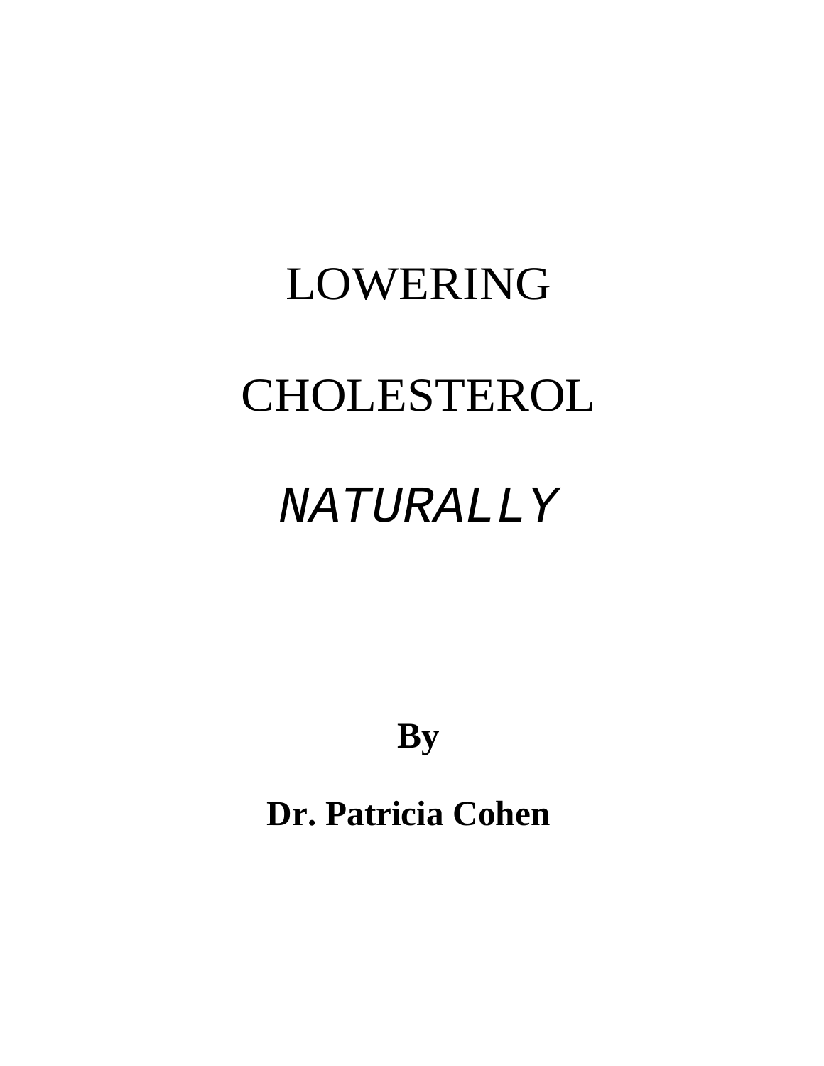# LOWERING

# CHOLESTEROL

# *NATURALLY*

**By**

**Dr. Patricia Cohen**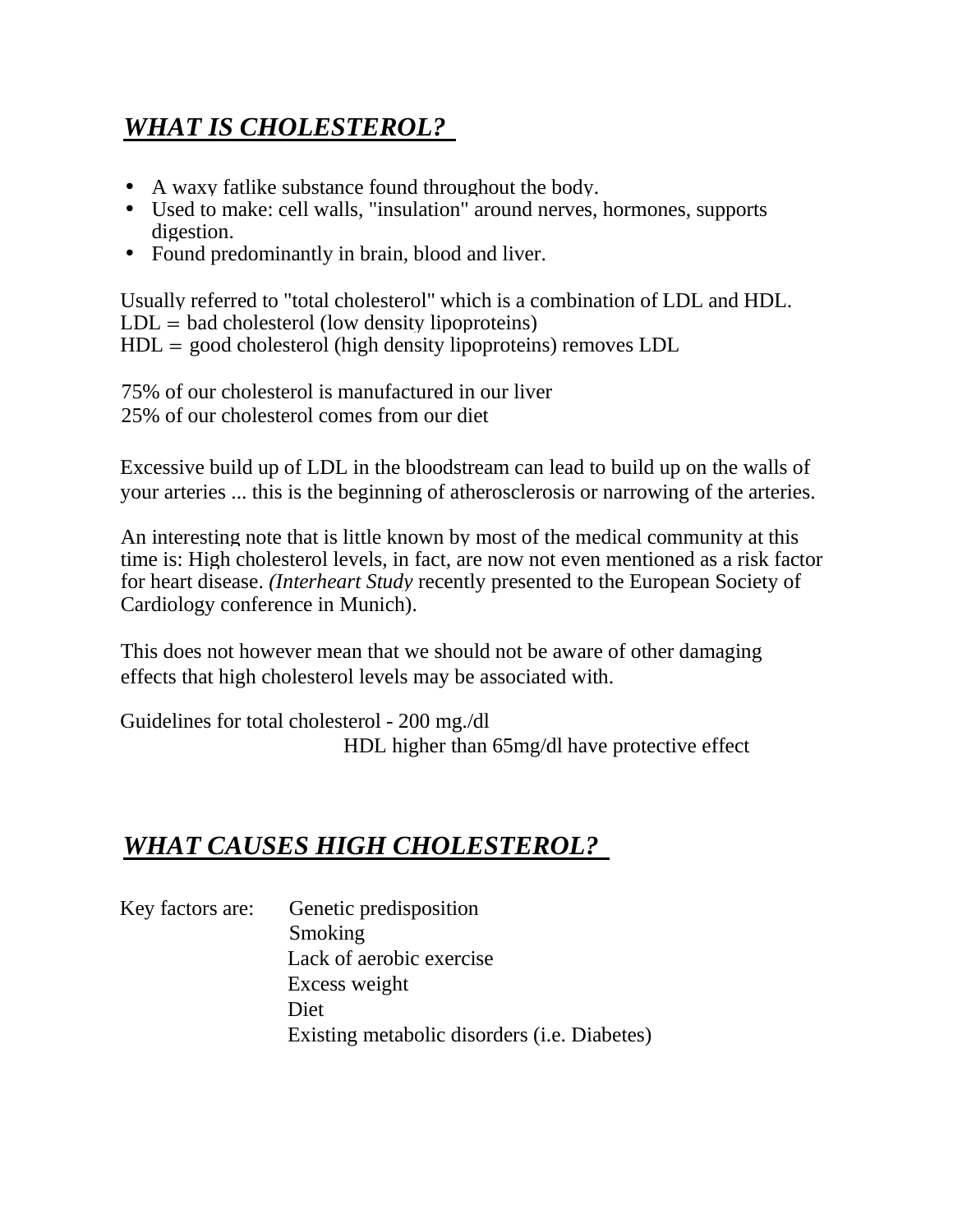## ***WHAT IS CHOLESTEROL?***

- A waxy fatlike substance found throughout the body.
- Used to make: cell walls, "insulation" around nerves, hormones, supports digestion.
- Found predominantly in brain, blood and liver.

Usually referred to "total cholesterol" which is a combination of LDL and HDL.
LDL = bad cholesterol (low density lipoproteins)
HDL = good cholesterol (high density lipoproteins) removes LDL

75% of our cholesterol is manufactured in our liver
25% of our cholesterol comes from our diet

Excessive build up of LDL in the bloodstream can lead to build up on the walls of your arteries ... this is the beginning of atherosclerosis or narrowing of the arteries.

An interesting note that is little known by most of the medical community at this time is: High cholesterol levels, in fact, are now not even mentioned as a risk factor for heart disease. *(Interheart Study* recently presented to the European Society of Cardiology conference in Munich).

This does not however mean that we should not be aware of other damaging effects that high cholesterol levels may be associated with.

Guidelines for total cholesterol - 200 mg./dl
HDL higher than 65mg/dl have protective effect

## ***WHAT CAUSES HIGH CHOLESTEROL?***

Key factors are:
- Genetic predisposition
- Smoking
- Lack of aerobic exercise
- Excess weight
- Diet
- Existing metabolic disorders (i.e. Diabetes)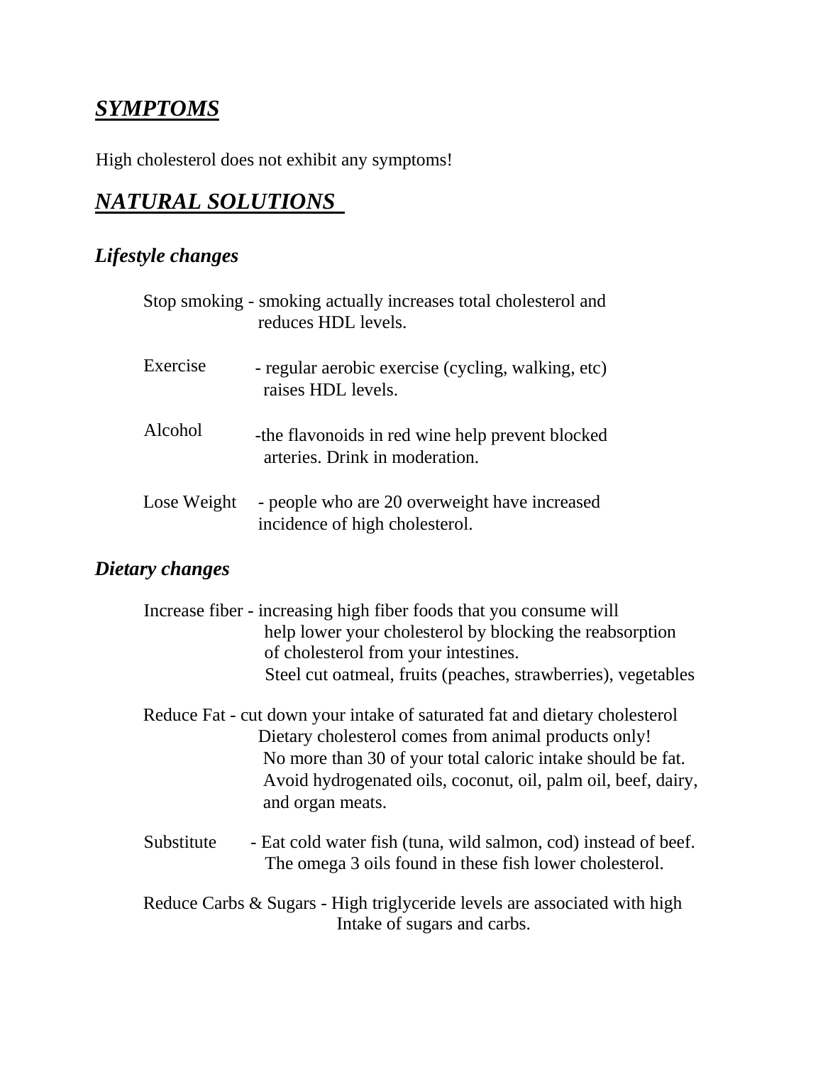## ***SYMPTOMS***

High cholesterol does not exhibit any symptoms!

## ***NATURAL SOLUTIONS***

### *Lifestyle changes*

Stop smoking - smoking actually increases total cholesterol and reduces HDL levels.

Exercise - regular aerobic exercise (cycling, walking, etc) raises HDL levels.

Alcohol -the flavonoids in red wine help prevent blocked arteries. Drink in moderation.

Lose Weight - people who are 20 overweight have increased incidence of high cholesterol.

### *Dietary changes*

Increase fiber - increasing high fiber foods that you consume will help lower your cholesterol by blocking the reabsorption of cholesterol from your intestines.
Steel cut oatmeal, fruits (peaches, strawberries), vegetables

Reduce Fat - cut down your intake of saturated fat and dietary cholesterol
Dietary cholesterol comes from animal products only!
No more than 30 of your total caloric intake should be fat.
Avoid hydrogenated oils, coconut, oil, palm oil, beef, dairy, and organ meats.

Substitute - Eat cold water fish (tuna, wild salmon, cod) instead of beef.
The omega 3 oils found in these fish lower cholesterol.

Reduce Carbs & Sugars - High triglyceride levels are associated with high Intake of sugars and carbs.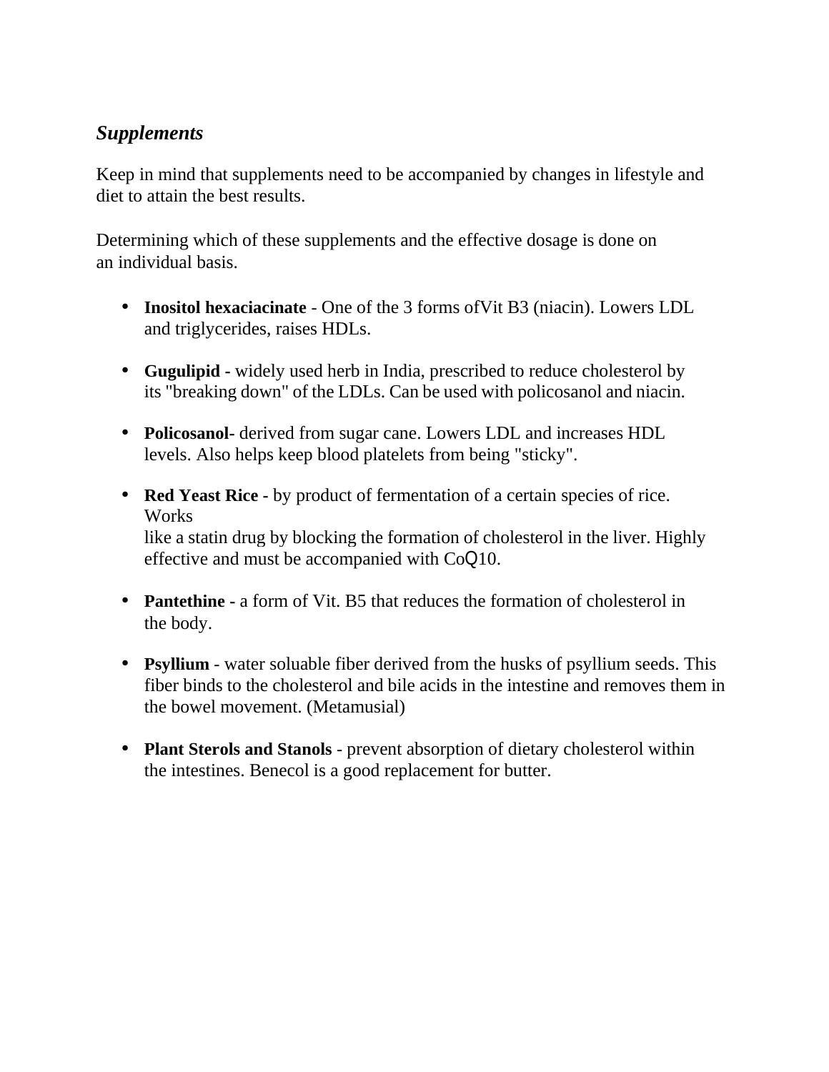***Supplements***

Keep in mind that supplements need to be accompanied by changes in lifestyle and diet to attain the best results.

Determining which of these supplements and the effective dosage is done on an individual basis.

- **Inositol hexaciacinate** - One of the 3 forms ofVit B3 (niacin). Lowers LDL and triglycerides, raises HDLs.

- **Gugulipid -** widely used herb in India, prescribed to reduce cholesterol by its "breaking down" of the LDLs. Can be used with policosanol and niacin.

- **Policosanol**- derived from sugar cane. Lowers LDL and increases HDL levels. Also helps keep blood platelets from being "sticky".

- **Red Yeast Rice -** by product of fermentation of a certain species of rice. Works like a statin drug by blocking the formation of cholesterol in the liver. Highly effective and must be accompanied with CoQ10.

- **Pantethine -** a form of Vit. B5 that reduces the formation of cholesterol in the body.

- **Psyllium** - water soluable fiber derived from the husks of psyllium seeds. This fiber binds to the cholesterol and bile acids in the intestine and removes them in the bowel movement. (Metamusial)

- **Plant Sterols and Stanols** - prevent absorption of dietary cholesterol within the intestines. Benecol is a good replacement for butter.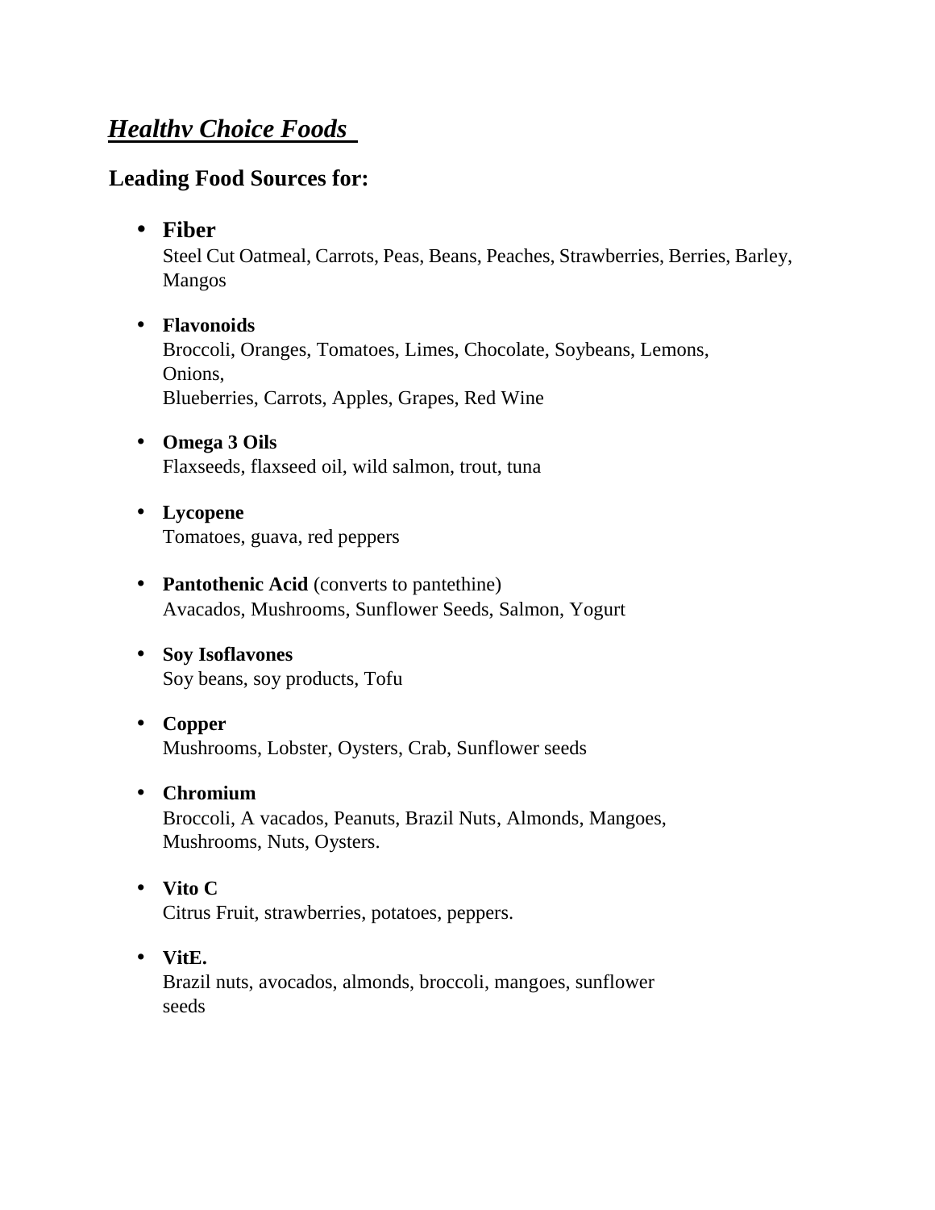## ***Healthv Choice Foods***

### Leading Food Sources for:

- **Fiber**
  Steel Cut Oatmeal, Carrots, Peas, Beans, Peaches, Strawberries, Berries, Barley, Mangos

- **Flavonoids**
  Broccoli, Oranges, Tomatoes, Limes, Chocolate, Soybeans, Lemons, Onions,
  Blueberries, Carrots, Apples, Grapes, Red Wine

- **Omega 3 Oils**
  Flaxseeds, flaxseed oil, wild salmon, trout, tuna

- **Lycopene**
  Tomatoes, guava, red peppers

- **Pantothenic Acid** (converts to pantethine)
  Avacados, Mushrooms, Sunflower Seeds, Salmon, Yogurt

- **Soy Isoflavones**
  Soy beans, soy products, Tofu

- **Copper**
  Mushrooms, Lobster, Oysters, Crab, Sunflower seeds

- **Chromium**
  Broccoli, A vacados, Peanuts, Brazil Nuts, Almonds, Mangoes, Mushrooms, Nuts, Oysters.

- **Vito C**
  Citrus Fruit, strawberries, potatoes, peppers.

- **VitE.**
  Brazil nuts, avocados, almonds, broccoli, mangoes, sunflower seeds